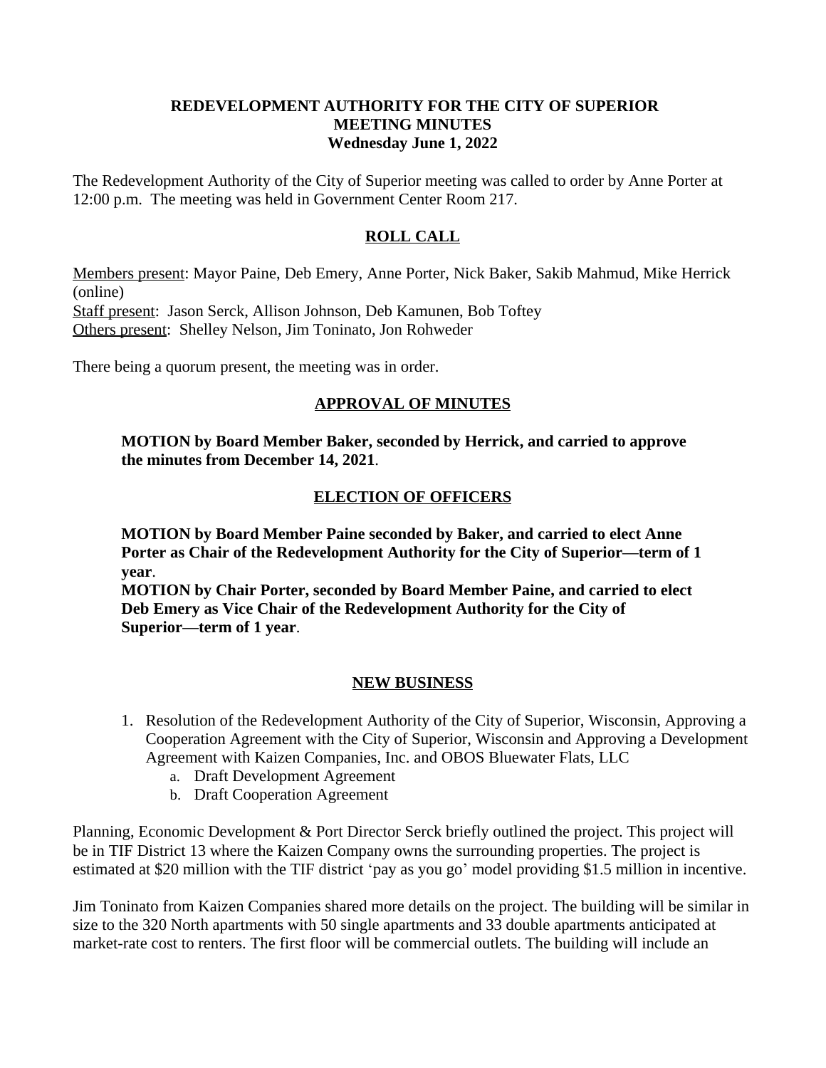**REDEVELOPMENT AUTHORITY FOR THE CITY OF SUPERIOR**
**MEETING MINUTES**
**Wednesday June 1, 2022**

The Redevelopment Authority of the City of Superior meeting was called to order by Anne Porter at 12:00 p.m. The meeting was held in Government Center Room 217.

## ROLL CALL

Members present: Mayor Paine, Deb Emery, Anne Porter, Nick Baker, Sakib Mahmud, Mike Herrick (online)
Staff present: Jason Serck, Allison Johnson, Deb Kamunen, Bob Toftey
Others present: Shelley Nelson, Jim Toninato, Jon Rohweder

There being a quorum present, the meeting was in order.

## APPROVAL OF MINUTES

**MOTION by Board Member Baker, seconded by Herrick, and carried to approve the minutes from December 14, 2021**.

## ELECTION OF OFFICERS

**MOTION by Board Member Paine seconded by Baker, and carried to elect Anne Porter as Chair of the Redevelopment Authority for the City of Superior—term of 1 year**.
**MOTION by Chair Porter, seconded by Board Member Paine, and carried to elect Deb Emery as Vice Chair of the Redevelopment Authority for the City of Superior—term of 1 year**.

## NEW BUSINESS

1. Resolution of the Redevelopment Authority of the City of Superior, Wisconsin, Approving a Cooperation Agreement with the City of Superior, Wisconsin and Approving a Development Agreement with Kaizen Companies, Inc. and OBOS Bluewater Flats, LLC
   a. Draft Development Agreement
   b. Draft Cooperation Agreement

Planning, Economic Development & Port Director Serck briefly outlined the project. This project will be in TIF District 13 where the Kaizen Company owns the surrounding properties. The project is estimated at $20 million with the TIF district 'pay as you go' model providing $1.5 million in incentive.

Jim Toninato from Kaizen Companies shared more details on the project. The building will be similar in size to the 320 North apartments with 50 single apartments and 33 double apartments anticipated at market-rate cost to renters. The first floor will be commercial outlets. The building will include an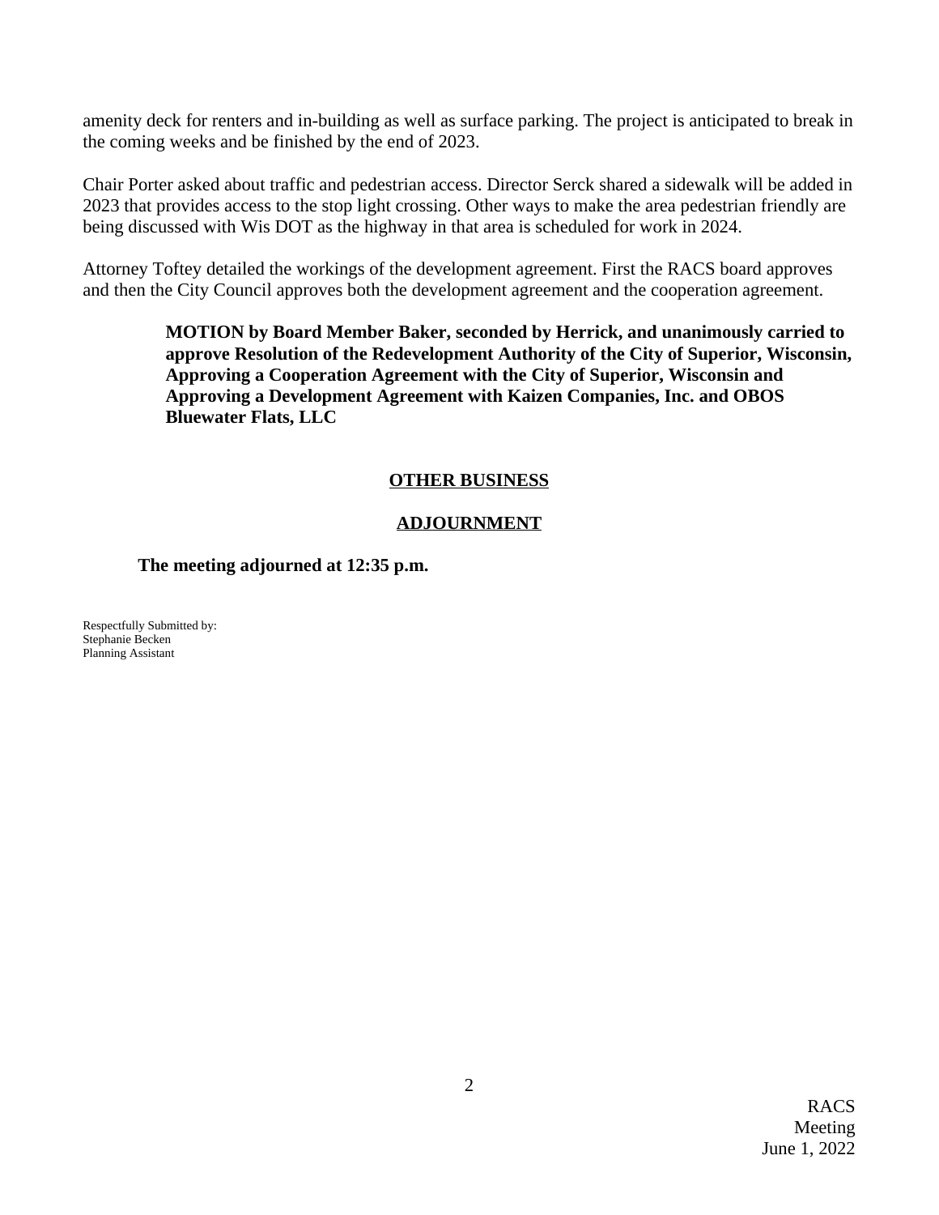amenity deck for renters and in-building as well as surface parking. The project is anticipated to break in the coming weeks and be finished by the end of 2023.

Chair Porter asked about traffic and pedestrian access. Director Serck shared a sidewalk will be added in 2023 that provides access to the stop light crossing. Other ways to make the area pedestrian friendly are being discussed with Wis DOT as the highway in that area is scheduled for work in 2024.

Attorney Toftey detailed the workings of the development agreement. First the RACS board approves and then the City Council approves both the development agreement and the cooperation agreement.

> **MOTION by Board Member Baker, seconded by Herrick, and unanimously carried to approve Resolution of the Redevelopment Authority of the City of Superior, Wisconsin, Approving a Cooperation Agreement with the City of Superior, Wisconsin and Approving a Development Agreement with Kaizen Companies, Inc. and OBOS Bluewater Flats, LLC**

## OTHER BUSINESS

## ADJOURNMENT

**The meeting adjourned at 12:35 p.m.**

Respectfully Submitted by:
Stephanie Becken
Planning Assistant